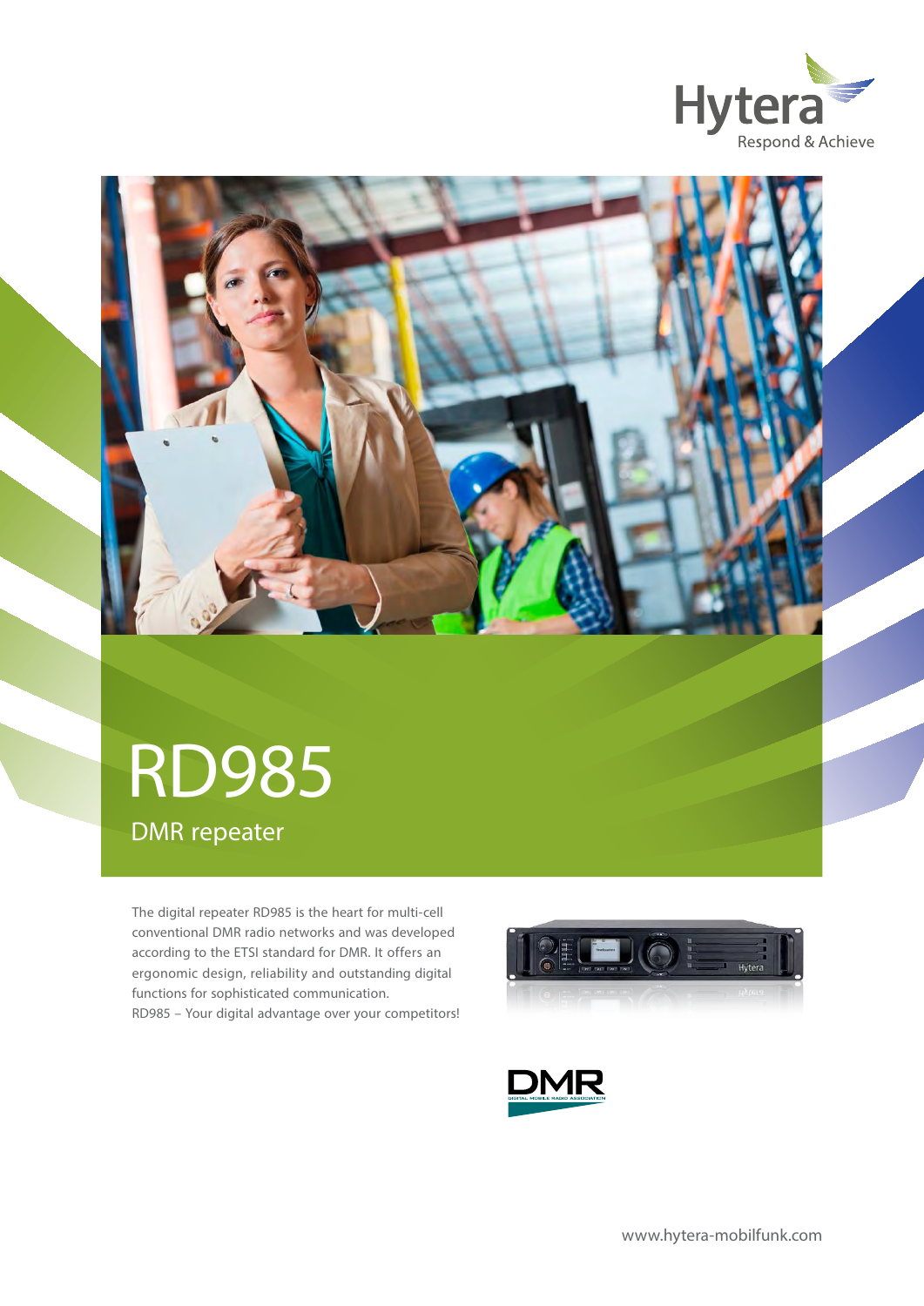Hytera
Respond & Achieve

# RD985

## DMR repeater

The digital repeater RD985 is the heart for multi-cell conventional DMR radio networks and was developed according to the ETSI standard for DMR. It offers an ergonomic design, reliability and outstanding digital functions for sophisticated communication.
RD985 – Your digital advantage over your competitors!

www.hytera-mobilfunk.com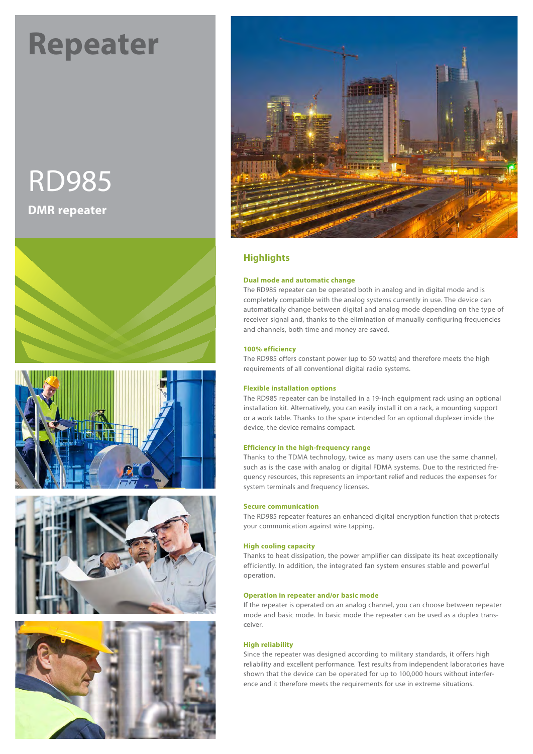# Repeater

## RD985

**DMR repeater**

## Highlights

### Dual mode and automatic change

The RD985 repeater can be operated both in analog and in digital mode and is completely compatible with the analog systems currently in use. The device can automatically change between digital and analog mode depending on the type of receiver signal and, thanks to the elimination of manually configuring frequencies and channels, both time and money are saved.

### 100% efficiency

The RD985 offers constant power (up to 50 watts) and therefore meets the high requirements of all conventional digital radio systems.

### Flexible installation options

The RD985 repeater can be installed in a 19-inch equipment rack using an optional installation kit. Alternatively, you can easily install it on a rack, a mounting support or a work table. Thanks to the space intended for an optional duplexer inside the device, the device remains compact.

### Efficiency in the high-frequency range

Thanks to the TDMA technology, twice as many users can use the same channel, such as is the case with analog or digital FDMA systems. Due to the restricted frequency resources, this represents an important relief and reduces the expenses for system terminals and frequency licenses.

### Secure communication

The RD985 repeater features an enhanced digital encryption function that protects your communication against wire tapping.

### High cooling capacity

Thanks to heat dissipation, the power amplifier can dissipate its heat exceptionally efficiently. In addition, the integrated fan system ensures stable and powerful operation.

### Operation in repeater and/or basic mode

If the repeater is operated on an analog channel, you can choose between repeater mode and basic mode. In basic mode the repeater can be used as a duplex transceiver.

### High reliability

Since the repeater was designed according to military standards, it offers high reliability and excellent performance. Test results from independent laboratories have shown that the device can be operated for up to 100,000 hours without interference and it therefore meets the requirements for use in extreme situations.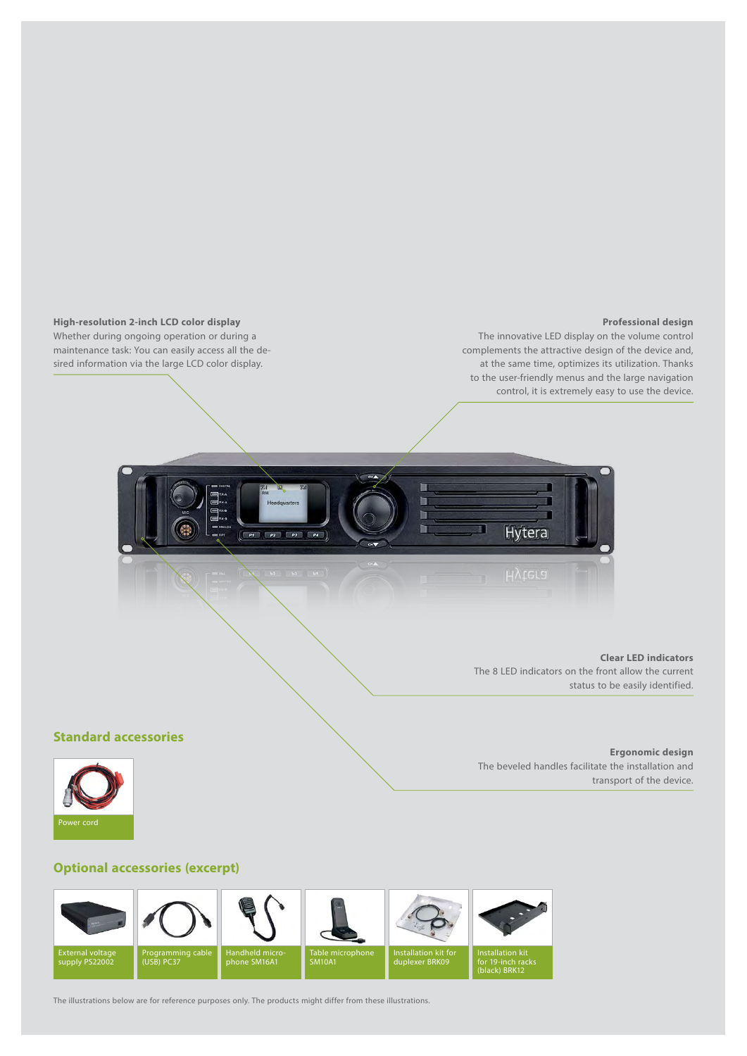**High-resolution 2-inch LCD color display**
Whether during ongoing operation or during a maintenance task: You can easily access all the desired information via the large LCD color display.

**Professional design**
The innovative LED display on the volume control complements the attractive design of the device and, at the same time, optimizes its utilization. Thanks to the user-friendly menus and the large navigation control, it is extremely easy to use the device.

**Clear LED indicators**
The 8 LED indicators on the front allow the current status to be easily identified.

**Ergonomic design**
The beveled handles facilitate the installation and transport of the device.

## Standard accessories

Power cord

## Optional accessories (excerpt)

- External voltage supply PS22002
- Programming cable (USB) PC37
- Handheld microphone SM16A1
- Table microphone SM10A1
- Installation kit for duplexer BRK09
- Installation kit for 19-inch racks (black) BRK12

The illustrations below are for reference purposes only. The products might differ from these illustrations.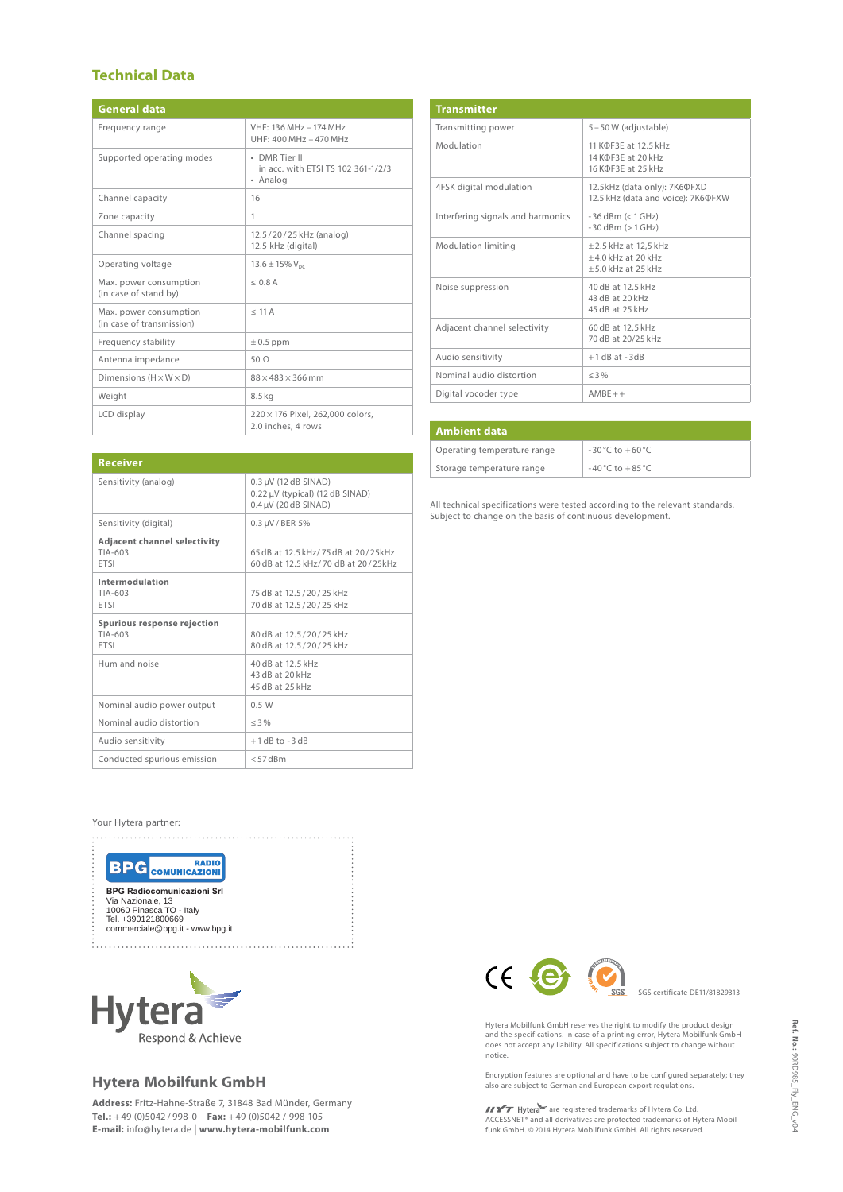## Technical Data

| General data | |
|---|---|
| Frequency range | VHF: 136 MHz – 174 MHz<br>UHF: 400 MHz – 470 MHz |
| Supported operating modes | • DMR Tier II in acc. with ETSI TS 102 361-1/2/3<br>• Analog |
| Channel capacity | 16 |
| Zone capacity | 1 |
| Channel spacing | 12.5 / 20 / 25 kHz (analog)<br>12.5 kHz (digital) |
| Operating voltage | 13.6 ± 15% $V_{DC}$ |
| Max. power consumption (in case of stand by) | ≤ 0.8 A |
| Max. power consumption (in case of transmission) | ≤ 11 A |
| Frequency stability | ± 0.5 ppm |
| Antenna impedance | 50 Ω |
| Dimensions (H × W × D) | 88 × 483 × 366 mm |
| Weight | 8.5 kg |
| LCD display | 220 × 176 Pixel, 262,000 colors, 2.0 inches, 4 rows |

| Receiver | |
|---|---|
| Sensitivity (analog) | 0.3 µV (12 dB SINAD)<br>0.22 µV (typical) (12 dB SINAD)<br>0.4 µV (20 dB SINAD) |
| Sensitivity (digital) | 0.3 µV / BER 5% |
| **Adjacent channel selectivity**<br>TIA-603<br>ETSI | 65 dB at 12.5 kHz/ 75 dB at 20 / 25kHz<br>60 dB at 12.5 kHz/ 70 dB at 20 / 25kHz |
| **Intermodulation**<br>TIA-603<br>ETSI | 75 dB at 12.5 / 20 / 25 kHz<br>70 dB at 12.5 / 20 / 25 kHz |
| **Spurious response rejection**<br>TIA-603<br>ETSI | 80 dB at 12.5 / 20 / 25 kHz<br>80 dB at 12.5 / 20 / 25 kHz |
| Hum and noise | 40 dB at 12.5 kHz<br>43 dB at 20 kHz<br>45 dB at 25 kHz |
| Nominal audio power output | 0.5 W |
| Nominal audio distortion | ≤ 3 % |
| Audio sensitivity | + 1 dB to - 3 dB |
| Conducted spurious emission | < 57 dBm |

| Transmitter | |
|---|---|
| Transmitting power | 5 – 50 W (adjustable) |
| Modulation | 11 KΦF3E at 12.5 kHz<br>14 KΦF3E at 20 kHz<br>16 KΦF3E at 25 kHz |
| 4FSK digital modulation | 12.5kHz (data only): 7K6ΦFXD<br>12.5 kHz (data and voice): 7K6ΦFXW |
| Interfering signals and harmonics | - 36 dBm (< 1 GHz)<br>- 30 dBm (> 1 GHz) |
| Modulation limiting | ± 2.5 kHz at 12,5 kHz<br>± 4.0 kHz at 20 kHz<br>± 5.0 kHz at 25 kHz |
| Noise suppression | 40 dB at 12.5 kHz<br>43 dB at 20 kHz<br>45 dB at 25 kHz |
| Adjacent channel selectivity | 60 dB at 12.5 kHz<br>70 dB at 20/25 kHz |
| Audio sensitivity | + 1 dB at - 3dB |
| Nominal audio distortion | ≤ 3 % |
| Digital vocoder type | AMBE + + |

| Ambient data | |
|---|---|
| Operating temperature range | - 30 °C to + 60 °C |
| Storage temperature range | - 40 °C to + 85 °C |

All technical specifications were tested according to the relevant standards. Subject to change on the basis of continuous development.

Your Hytera partner:

**BPG Radiocomunicazioni Srl**
Via Nazionale, 13
10060 Pinasca TO - Italy
Tel. +390121800669
commerciale@bpg.it - www.bpg.it

SGS certificate DE11/81829313

Hytera Mobilfunk GmbH reserves the right to modify the product design and the specifications. In case of a printing error, Hytera Mobilfunk GmbH does not accept any liability. All specifications subject to change without notice.

Encryption features are optional and have to be configured separately; they also are subject to German and European export regulations.

HYT Hytera are registered trademarks of Hytera Co. Ltd. ACCESSNET® and all derivatives are protected trademarks of Hytera Mobilfunk GmbH. © 2014 Hytera Mobilfunk GmbH. All rights reserved.

Hytera
Respond & Achieve

## Hytera Mobilfunk GmbH

**Address:** Fritz-Hahne-Straße 7, 31848 Bad Münder, Germany
**Tel.:** + 49 (0)5042 / 998-0 **Fax:** + 49 (0)5042 / 998-105
**E-mail:** info@hytera.de | **www.hytera-mobilfunk.com**

**Ref. No.:** 90RD985_Fly_ENG_v04